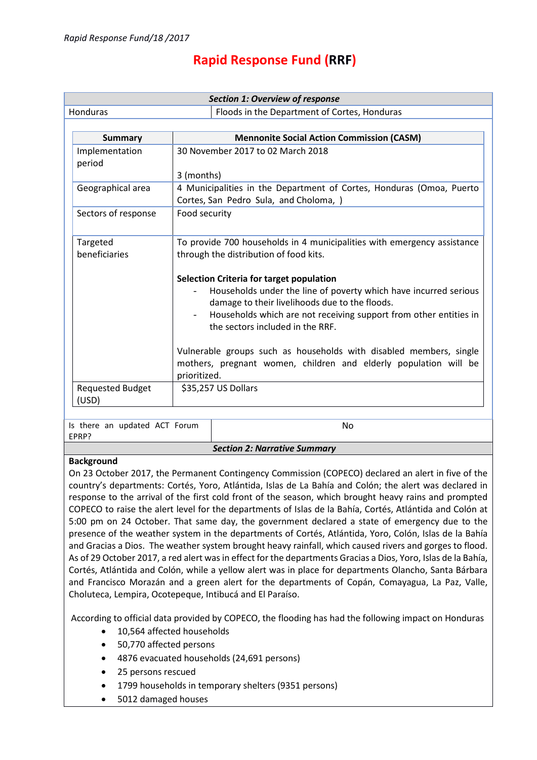*Rapid Response Fund/18 /2017*

# Rapid Response Fund (RRF)

| Section 1: Overview of response | |
|---|---|
| Honduras | Floods in the Department of Cortes, Honduras |

| Summary | Mennonite Social Action Commission (CASM) |
|---|---|
| Implementation period | 30 November 2017 to 02 March 2018<br><br>3 (months) |
| Geographical area | 4 Municipalities in the Department of Cortes, Honduras (Omoa, Puerto Cortes, San Pedro Sula, and Choloma, ) |
| Sectors of response | Food security |
| Targeted beneficiaries | To provide 700 households in 4 municipalities with emergency assistance through the distribution of food kits.<br><br>**Selection Criteria for target population**<br>- Households under the line of poverty which have incurred serious damage to their livelihoods due to the floods.<br>- Households which are not receiving support from other entities in the sectors included in the RRF.<br><br>Vulnerable groups such as households with disabled members, single mothers, pregnant women, children and elderly population will be prioritized. |
| Requested Budget (USD) | $35,257 US Dollars |

| Is there an updated ACT Forum EPRP? | No |
|---|---|

## Section 2: Narrative Summary

**Background**

On 23 October 2017, the Permanent Contingency Commission (COPECO) declared an alert in five of the country's departments: Cortés, Yoro, Atlántida, Islas de La Bahía and Colón; the alert was declared in response to the arrival of the first cold front of the season, which brought heavy rains and prompted COPECO to raise the alert level for the departments of Islas de la Bahía, Cortés, Atlántida and Colón at 5:00 pm on 24 October. That same day, the government declared a state of emergency due to the presence of the weather system in the departments of Cortés, Atlántida, Yoro, Colón, Islas de la Bahía and Gracias a Dios. The weather system brought heavy rainfall, which caused rivers and gorges to flood. As of 29 October 2017, a red alert was in effect for the departments Gracias a Dios, Yoro, Islas de la Bahía, Cortés, Atlántida and Colón, while a yellow alert was in place for departments Olancho, Santa Bárbara and Francisco Morazán and a green alert for the departments of Copán, Comayagua, La Paz, Valle, Choluteca, Lempira, Ocotepeque, Intibucá and El Paraíso.

According to official data provided by COPECO, the flooding has had the following impact on Honduras

- 10,564 affected households
- 50,770 affected persons
- 4876 evacuated households (24,691 persons)
- 25 persons rescued
- 1799 households in temporary shelters (9351 persons)
- 5012 damaged houses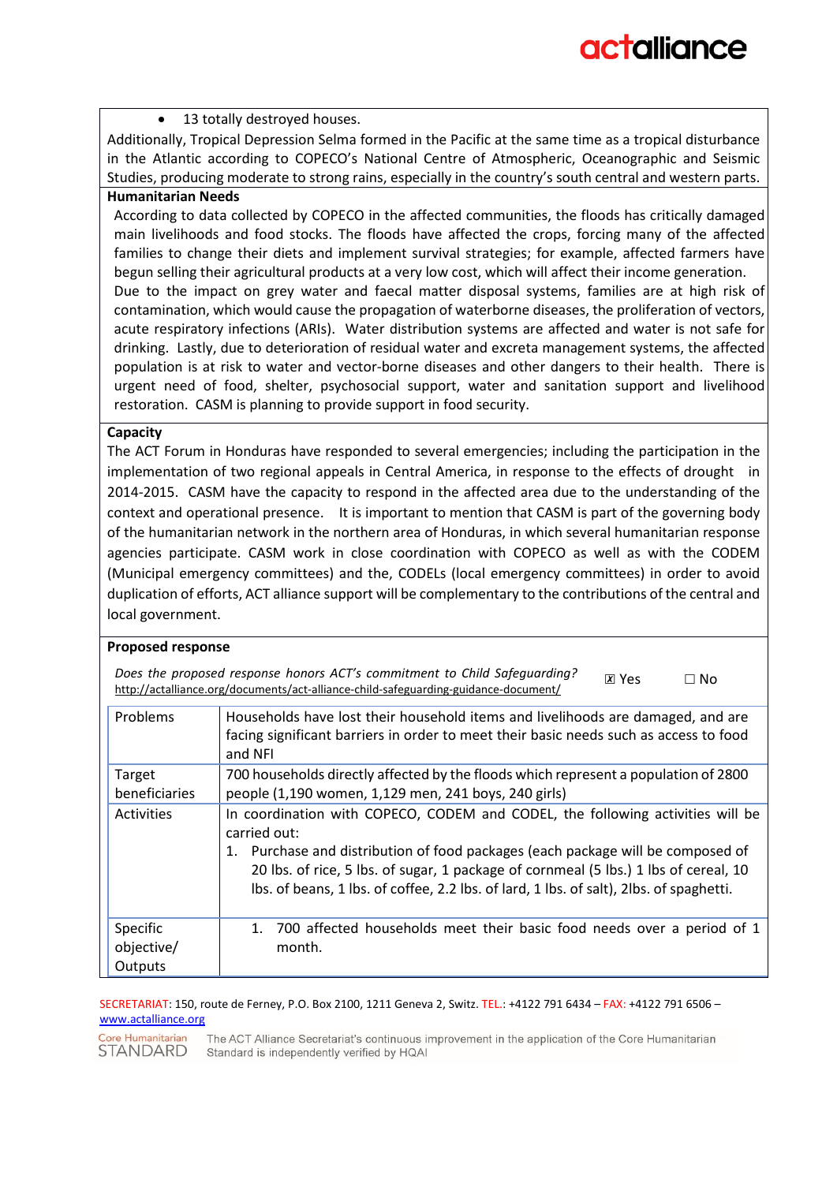- 13 totally destroyed houses.

Additionally, Tropical Depression Selma formed in the Pacific at the same time as a tropical disturbance in the Atlantic according to COPECO's National Centre of Atmospheric, Oceanographic and Seismic Studies, producing moderate to strong rains, especially in the country's south central and western parts.

**Humanitarian Needs**

According to data collected by COPECO in the affected communities, the floods has critically damaged main livelihoods and food stocks. The floods have affected the crops, forcing many of the affected families to change their diets and implement survival strategies; for example, affected farmers have begun selling their agricultural products at a very low cost, which will affect their income generation.
Due to the impact on grey water and faecal matter disposal systems, families are at high risk of contamination, which would cause the propagation of waterborne diseases, the proliferation of vectors, acute respiratory infections (ARIs). Water distribution systems are affected and water is not safe for drinking. Lastly, due to deterioration of residual water and excreta management systems, the affected population is at risk to water and vector-borne diseases and other dangers to their health. There is urgent need of food, shelter, psychosocial support, water and sanitation support and livelihood restoration. CASM is planning to provide support in food security.

**Capacity**

The ACT Forum in Honduras have responded to several emergencies; including the participation in the implementation of two regional appeals in Central America, in response to the effects of drought in 2014-2015. CASM have the capacity to respond in the affected area due to the understanding of the context and operational presence. It is important to mention that CASM is part of the governing body of the humanitarian network in the northern area of Honduras, in which several humanitarian response agencies participate. CASM work in close coordination with COPECO as well as with the CODEM (Municipal emergency committees) and the, CODELs (local emergency committees) in order to avoid duplication of efforts, ACT alliance support will be complementary to the contributions of the central and local government.

**Proposed response**

*Does the proposed response honors ACT's commitment to Child Safeguarding?* ☒ Yes ☐ No
http://actalliance.org/documents/act-alliance-child-safeguarding-guidance-document/

| | |
|---|---|
| Problems | Households have lost their household items and livelihoods are damaged, and are facing significant barriers in order to meet their basic needs such as access to food and NFI |
| Target beneficiaries | 700 households directly affected by the floods which represent a population of 2800 people (1,190 women, 1,129 men, 241 boys, 240 girls) |
| Activities | In coordination with COPECO, CODEM and CODEL, the following activities will be carried out:<br>1. Purchase and distribution of food packages (each package will be composed of 20 lbs. of rice, 5 lbs. of sugar, 1 package of cornmeal (5 lbs.) 1 lbs of cereal, 10 lbs. of beans, 1 lbs. of coffee, 2.2 lbs. of lard, 1 lbs. of salt), 2lbs. of spaghetti. |
| Specific objective/ Outputs | 1. 700 affected households meet their basic food needs over a period of 1 month. |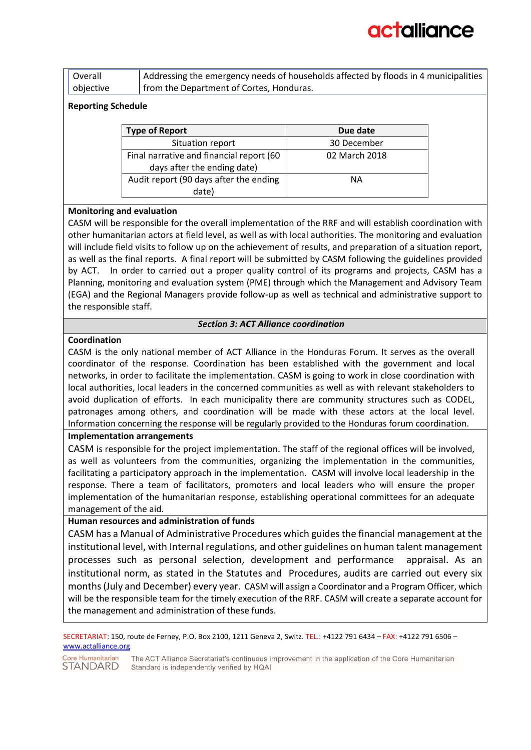| Overall objective | Addressing the emergency needs of households affected by floods in 4 municipalities from the Department of Cortes, Honduras. |
|---|---|

**Reporting Schedule**

| Type of Report | Due date |
|---|---|
| Situation report | 30 December |
| Final narrative and financial report (60 days after the ending date) | 02 March 2018 |
| Audit report (90 days after the ending date) | NA |

**Monitoring and evaluation**

CASM will be responsible for the overall implementation of the RRF and will establish coordination with other humanitarian actors at field level, as well as with local authorities. The monitoring and evaluation will include field visits to follow up on the achievement of results, and preparation of a situation report, as well as the final reports. A final report will be submitted by CASM following the guidelines provided by ACT. In order to carried out a proper quality control of its programs and projects, CASM has a Planning, monitoring and evaluation system (PME) through which the Management and Advisory Team (EGA) and the Regional Managers provide follow-up as well as technical and administrative support to the responsible staff.

## *Section 3: ACT Alliance coordination*

**Coordination**

CASM is the only national member of ACT Alliance in the Honduras Forum. It serves as the overall coordinator of the response. Coordination has been established with the government and local networks, in order to facilitate the implementation. CASM is going to work in close coordination with local authorities, local leaders in the concerned communities as well as with relevant stakeholders to avoid duplication of efforts. In each municipality there are community structures such as CODEL, patronages among others, and coordination will be made with these actors at the local level. Information concerning the response will be regularly provided to the Honduras forum coordination.

**Implementation arrangements**

CASM is responsible for the project implementation. The staff of the regional offices will be involved, as well as volunteers from the communities, organizing the implementation in the communities, facilitating a participatory approach in the implementation. CASM will involve local leadership in the response. There a team of facilitators, promoters and local leaders who will ensure the proper implementation of the humanitarian response, establishing operational committees for an adequate management of the aid.

**Human resources and administration of funds**

CASM has a Manual of Administrative Procedures which guides the financial management at the institutional level, with Internal regulations, and other guidelines on human talent management processes such as personal selection, development and performance appraisal. As an institutional norm, as stated in the Statutes and Procedures, audits are carried out every six months (July and December) every year. CASM will assign a Coordinator and a Program Officer, which will be the responsible team for the timely execution of the RRF. CASM will create a separate account for the management and administration of these funds.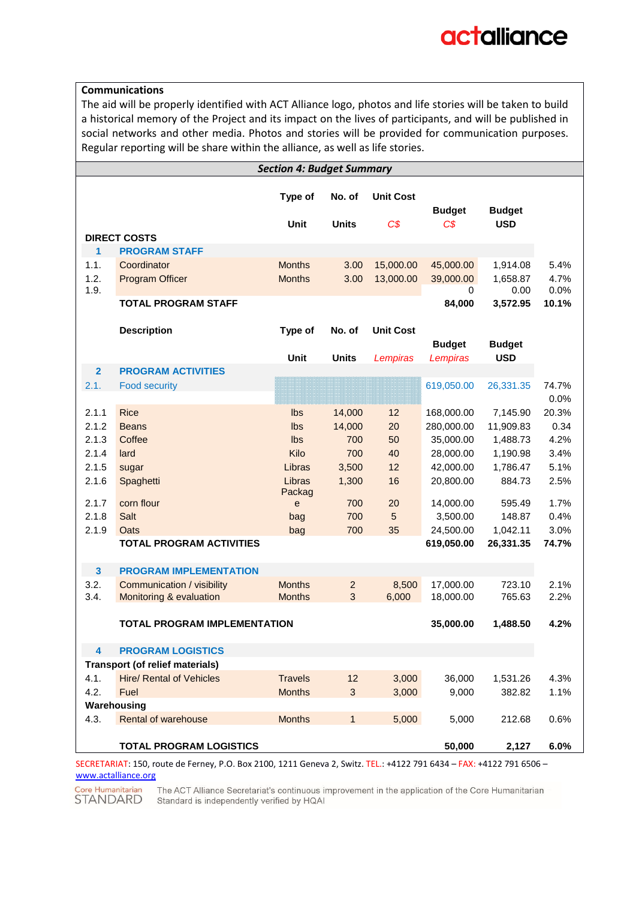**Communications**

The aid will be properly identified with ACT Alliance logo, photos and life stories will be taken to build a historical memory of the Project and its impact on the lives of participants, and will be published in social networks and other media. Photos and stories will be provided for communication purposes. Regular reporting will be share within the alliance, as well as life stories.

***Section 4: Budget Summary***

| | | Type of Unit | No. of Units | Unit Cost *C$* | Budget *C$* | Budget USD | |
|---|---|---|---|---|---|---|---|
| **DIRECT COSTS** | | | | | | | |
| **1** | **PROGRAM STAFF** | | | | | | |
| 1.1. | Coordinator | Months | 3.00 | 15,000.00 | 45,000.00 | 1,914.08 | 5.4% |
| 1.2. | Program Officer | Months | 3.00 | 13,000.00 | 39,000.00 | 1,658.87 | 4.7% |
| 1.9. | | | | | 0 | 0.00 | 0.0% |
| | **TOTAL PROGRAM STAFF** | | | | **84,000** | **3,572.95** | **10.1%** |
| | **Description** | **Type of Unit** | **No. of Units** | **Unit Cost** *Lempiras* | **Budget** *Lempiras* | **Budget USD** | |
| **2** | **PROGRAM ACTIVITIES** | | | | | | |
| 2.1. | Food security | | | | 619,050.00 | 26,331.35 | 74.7% |
| | | | | | | | 0.0% |
| 2.1.1 | Rice | lbs | 14,000 | 12 | 168,000.00 | 7,145.90 | 20.3% |
| 2.1.2 | Beans | lbs | 14,000 | 20 | 280,000.00 | 11,909.83 | 0.34 |
| 2.1.3 | Coffee | lbs | 700 | 50 | 35,000.00 | 1,488.73 | 4.2% |
| 2.1.4 | lard | Kilo | 700 | 40 | 28,000.00 | 1,190.98 | 3.4% |
| 2.1.5 | sugar | Libras | 3,500 | 12 | 42,000.00 | 1,786.47 | 5.1% |
| 2.1.6 | Spaghetti | Libras | 1,300 | 16 | 20,800.00 | 884.73 | 2.5% |
| 2.1.7 | corn flour | Package | 700 | 20 | 14,000.00 | 595.49 | 1.7% |
| 2.1.8 | Salt | bag | 700 | 5 | 3,500.00 | 148.87 | 0.4% |
| 2.1.9 | Oats | bag | 700 | 35 | 24,500.00 | 1,042.11 | 3.0% |
| | **TOTAL PROGRAM ACTIVITIES** | | | | **619,050.00** | **26,331.35** | **74.7%** |
| **3** | **PROGRAM IMPLEMENTATION** | | | | | | |
| 3.2. | Communication / visibility | Months | 2 | 8,500 | 17,000.00 | 723.10 | 2.1% |
| 3.4. | Monitoring & evaluation | Months | 3 | 6,000 | 18,000.00 | 765.63 | 2.2% |
| | **TOTAL PROGRAM IMPLEMENTATION** | | | | **35,000.00** | **1,488.50** | **4.2%** |
| **4** | **PROGRAM LOGISTICS** | | | | | | |
| **Transport (of relief materials)** | | | | | | | |
| 4.1. | Hire/ Rental of Vehicles | Travels | 12 | 3,000 | 36,000 | 1,531.26 | 4.3% |
| 4.2. | Fuel | Months | 3 | 3,000 | 9,000 | 382.82 | 1.1% |
| **Warehousing** | | | | | | | |
| 4.3. | Rental of warehouse | Months | 1 | 5,000 | 5,000 | 212.68 | 0.6% |
| | **TOTAL PROGRAM LOGISTICS** | | | | **50,000** | **2,127** | **6.0%** |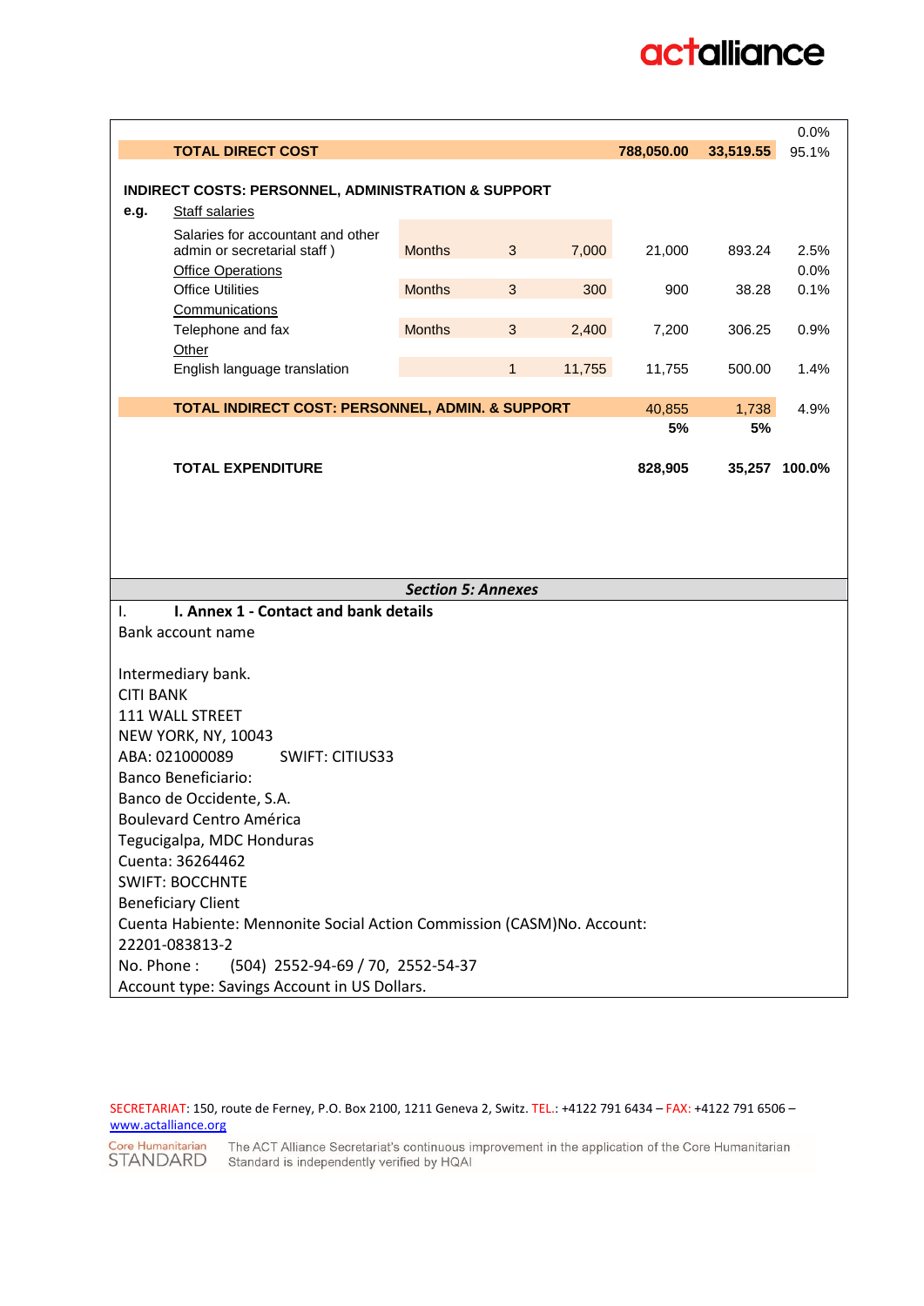| | | | | | | | | |
|---|---|---|---|---|---|---|---|---|
| | | | | | | | | 0.0% |
| | **TOTAL DIRECT COST** | | | | **788,050.00** | **33,519.55** | | 95.1% |
| | | | | | | | | |
| **INDIRECT COSTS: PERSONNEL, ADMINISTRATION & SUPPORT** | | | | | | | | |
| **e.g.** | Staff salaries | | | | | | | |
| | Salaries for accountant and other admin or secretarial staff ) | Months | 3 | 7,000 | 21,000 | 893.24 | | 2.5% |
| | Office Operations | | | | | | | 0.0% |
| | Office Utilities | Months | 3 | 300 | 900 | 38.28 | | 0.1% |
| | Communications | | | | | | | |
| | Telephone and fax | Months | 3 | 2,400 | 7,200 | 306.25 | | 0.9% |
| | Other | | | | | | | |
| | English language translation | | 1 | 11,755 | 11,755 | 500.00 | | 1.4% |
| | | | | | | | | |
| | **TOTAL INDIRECT COST: PERSONNEL, ADMIN. & SUPPORT** | | | | 40,855 | 1,738 | | 4.9% |
| | | | | | **5%** | **5%** | | |
| | | | | | | | | |
| | **TOTAL EXPENDITURE** | | | | **828,905** | **35,257** | | **100.0%** |

***Section 5: Annexes***

I. **I. Annex 1 - Contact and bank details**

Bank account name

Intermediary bank.
CITI BANK
111 WALL STREET
NEW YORK, NY, 10043
ABA: 021000089 SWIFT: CITIUS33
Banco Beneficiario:
Banco de Occidente, S.A.
Boulevard Centro América
Tegucigalpa, MDC Honduras
Cuenta: 36264462
SWIFT: BOCCHNTE
Beneficiary Client
Cuenta Habiente: Mennonite Social Action Commission (CASM)No. Account:
22201-083813-2
No. Phone : (504) 2552-94-69 / 70, 2552-54-37
Account type: Savings Account in US Dollars.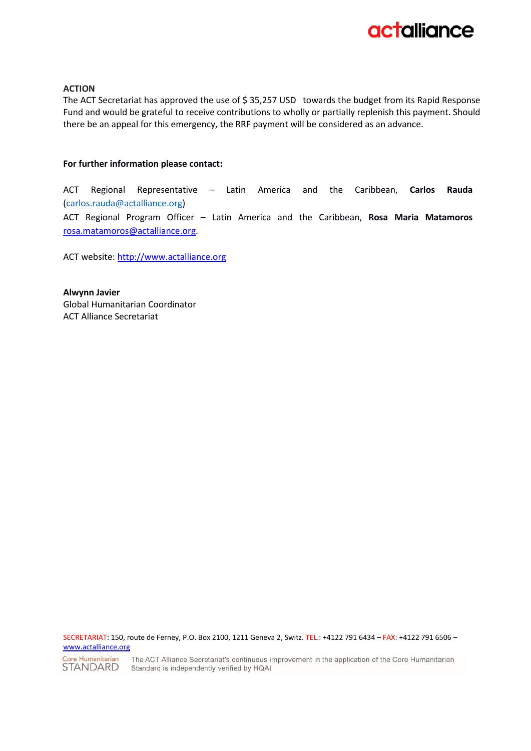**ACTION**

The ACT Secretariat has approved the use of $ 35,257 USD towards the budget from its Rapid Response Fund and would be grateful to receive contributions to wholly or partially replenish this payment. Should there be an appeal for this emergency, the RRF payment will be considered as an advance.

**For further information please contact:**

ACT Regional Representative – Latin America and the Caribbean, **Carlos Rauda** (carlos.rauda@actalliance.org)
ACT Regional Program Officer – Latin America and the Caribbean, **Rosa Maria Matamoros** rosa.matamoros@actalliance.org.

ACT website: http://www.actalliance.org

**Alwynn Javier**
Global Humanitarian Coordinator
ACT Alliance Secretariat

SECRETARIAT: 150, route de Ferney, P.O. Box 2100, 1211 Geneva 2, Switz. TEL.: +4122 791 6434 – FAX: +4122 791 6506 – www.actalliance.org

Core Humanitarian STANDARD — The ACT Alliance Secretariat's continuous improvement in the application of the Core Humanitarian Standard is independently verified by HQAI